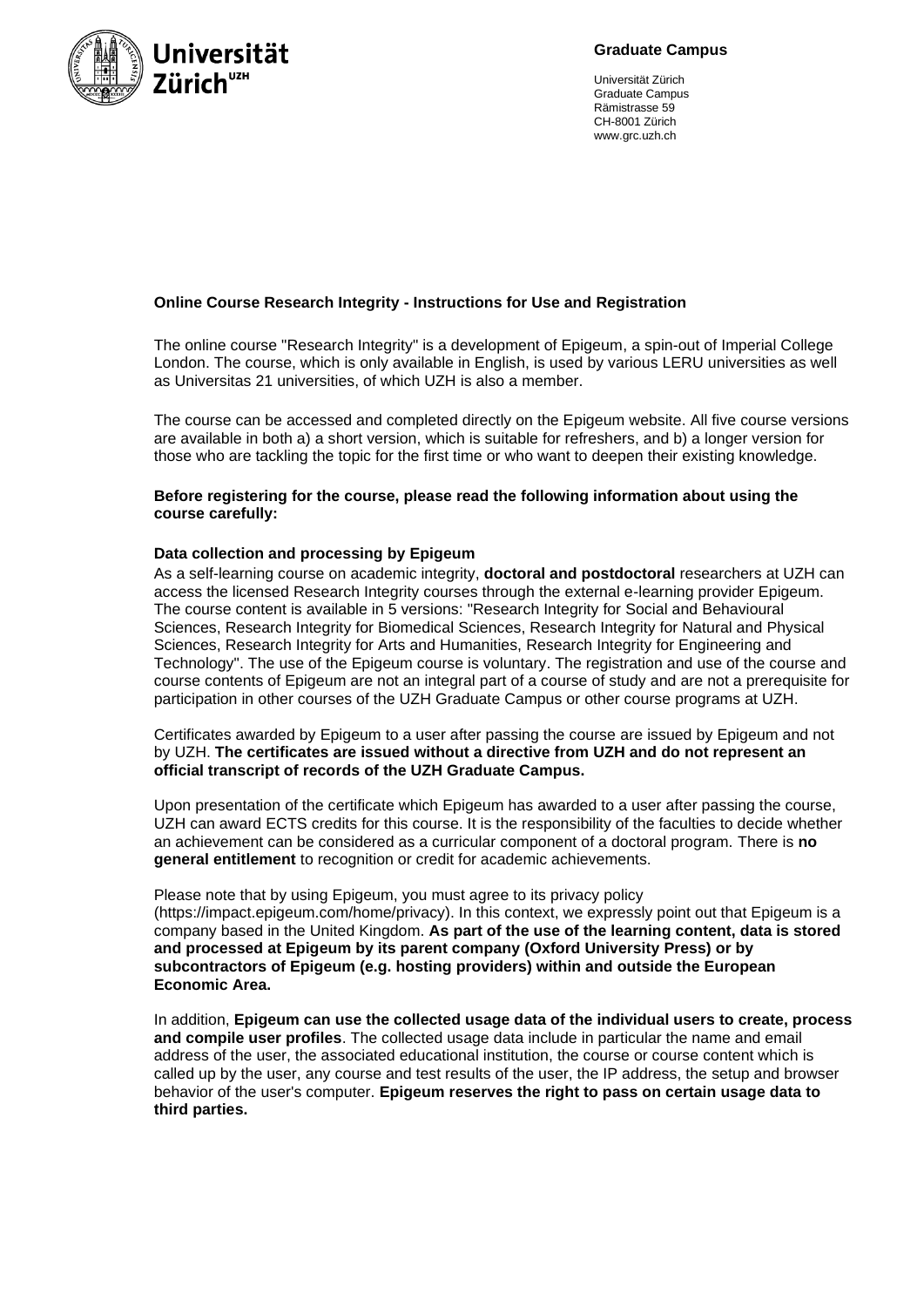**Graduate Campus**

Universität Zürich
Graduate Campus
Rämistrasse 59
CH-8001 Zürich
www.grc.uzh.ch

## Online Course Research Integrity - Instructions for Use and Registration

The online course "Research Integrity" is a development of Epigeum, a spin-out of Imperial College London. The course, which is only available in English, is used by various LERU universities as well as Universitas 21 universities, of which UZH is also a member.

The course can be accessed and completed directly on the Epigeum website. All five course versions are available in both a) a short version, which is suitable for refreshers, and b) a longer version for those who are tackling the topic for the first time or who want to deepen their existing knowledge.

**Before registering for the course, please read the following information about using the course carefully:**

### Data collection and processing by Epigeum

As a self-learning course on academic integrity, **doctoral and postdoctoral** researchers at UZH can access the licensed Research Integrity courses through the external e-learning provider Epigeum. The course content is available in 5 versions: "Research Integrity for Social and Behavioural Sciences, Research Integrity for Biomedical Sciences, Research Integrity for Natural and Physical Sciences, Research Integrity for Arts and Humanities, Research Integrity for Engineering and Technology". The use of the Epigeum course is voluntary. The registration and use of the course and course contents of Epigeum are not an integral part of a course of study and are not a prerequisite for participation in other courses of the UZH Graduate Campus or other course programs at UZH.

Certificates awarded by Epigeum to a user after passing the course are issued by Epigeum and not by UZH. **The certificates are issued without a directive from UZH and do not represent an official transcript of records of the UZH Graduate Campus.**

Upon presentation of the certificate which Epigeum has awarded to a user after passing the course, UZH can award ECTS credits for this course. It is the responsibility of the faculties to decide whether an achievement can be considered as a curricular component of a doctoral program. There is **no general entitlement** to recognition or credit for academic achievements.

Please note that by using Epigeum, you must agree to its privacy policy (https://impact.epigeum.com/home/privacy). In this context, we expressly point out that Epigeum is a company based in the United Kingdom. **As part of the use of the learning content, data is stored and processed at Epigeum by its parent company (Oxford University Press) or by subcontractors of Epigeum (e.g. hosting providers) within and outside the European Economic Area.**

In addition, **Epigeum can use the collected usage data of the individual users to create, process and compile user profiles**. The collected usage data include in particular the name and email address of the user, the associated educational institution, the course or course content which is called up by the user, any course and test results of the user, the IP address, the setup and browser behavior of the user's computer. **Epigeum reserves the right to pass on certain usage data to third parties.**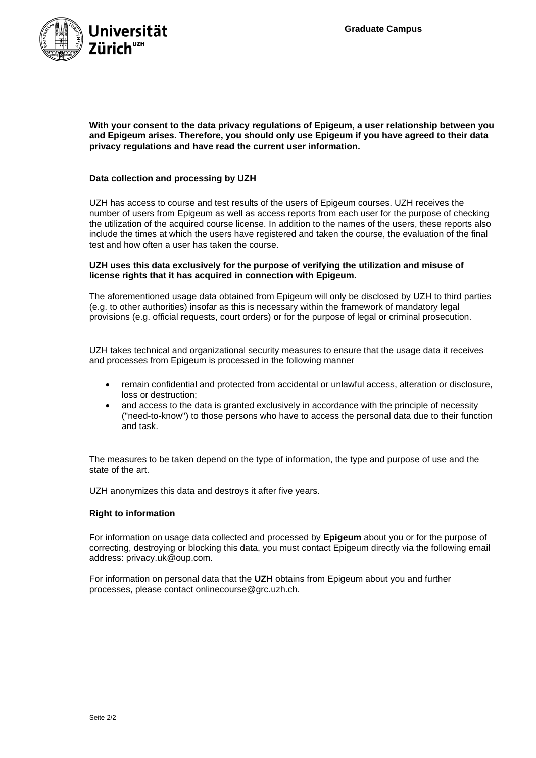**With your consent to the data privacy regulations of Epigeum, a user relationship between you and Epigeum arises. Therefore, you should only use Epigeum if you have agreed to their data privacy regulations and have read the current user information.**

### Data collection and processing by UZH

UZH has access to course and test results of the users of Epigeum courses. UZH receives the number of users from Epigeum as well as access reports from each user for the purpose of checking the utilization of the acquired course license. In addition to the names of the users, these reports also include the times at which the users have registered and taken the course, the evaluation of the final test and how often a user has taken the course.

**UZH uses this data exclusively for the purpose of verifying the utilization and misuse of license rights that it has acquired in connection with Epigeum.**

The aforementioned usage data obtained from Epigeum will only be disclosed by UZH to third parties (e.g. to other authorities) insofar as this is necessary within the framework of mandatory legal provisions (e.g. official requests, court orders) or for the purpose of legal or criminal prosecution.

UZH takes technical and organizational security measures to ensure that the usage data it receives and processes from Epigeum is processed in the following manner

- remain confidential and protected from accidental or unlawful access, alteration or disclosure, loss or destruction;
- and access to the data is granted exclusively in accordance with the principle of necessity ("need-to-know") to those persons who have to access the personal data due to their function and task.

The measures to be taken depend on the type of information, the type and purpose of use and the state of the art.

UZH anonymizes this data and destroys it after five years.

### Right to information

For information on usage data collected and processed by **Epigeum** about you or for the purpose of correcting, destroying or blocking this data, you must contact Epigeum directly via the following email address: privacy.uk@oup.com.

For information on personal data that the **UZH** obtains from Epigeum about you and further processes, please contact onlinecourse@grc.uzh.ch.